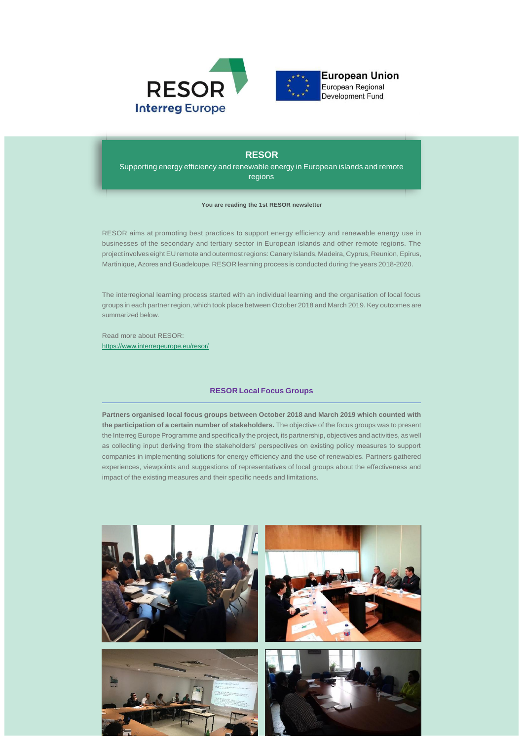RESOR

Interreg Europe

European Union
European Regional
Development Fund

# RESOR

Supporting energy efficiency and renewable energy in European islands and remote regions

**You are reading the 1st RESOR newsletter**

RESOR aims at promoting best practices to support energy efficiency and renewable energy use in businesses of the secondary and tertiary sector in European islands and other remote regions. The project involves eight EU remote and outermost regions: Canary Islands, Madeira, Cyprus, Reunion, Epirus, Martinique, Azores and Guadeloupe. RESOR learning process is conducted during the years 2018-2020.

The interregional learning process started with an individual learning and the organisation of local focus groups in each partner region, which took place between October 2018 and March 2019. Key outcomes are summarized below.

Read more about RESOR:
https://www.interregeurope.eu/resor/

## RESOR Local Focus Groups

**Partners organised local focus groups between October 2018 and March 2019 which counted with the participation of a certain number of stakeholders.** The objective of the focus groups was to present the Interreg Europe Programme and specifically the project, its partnership, objectives and activities, as well as collecting input deriving from the stakeholders' perspectives on existing policy measures to support companies in implementing solutions for energy efficiency and the use of renewables. Partners gathered experiences, viewpoints and suggestions of representatives of local groups about the effectiveness and impact of the existing measures and their specific needs and limitations.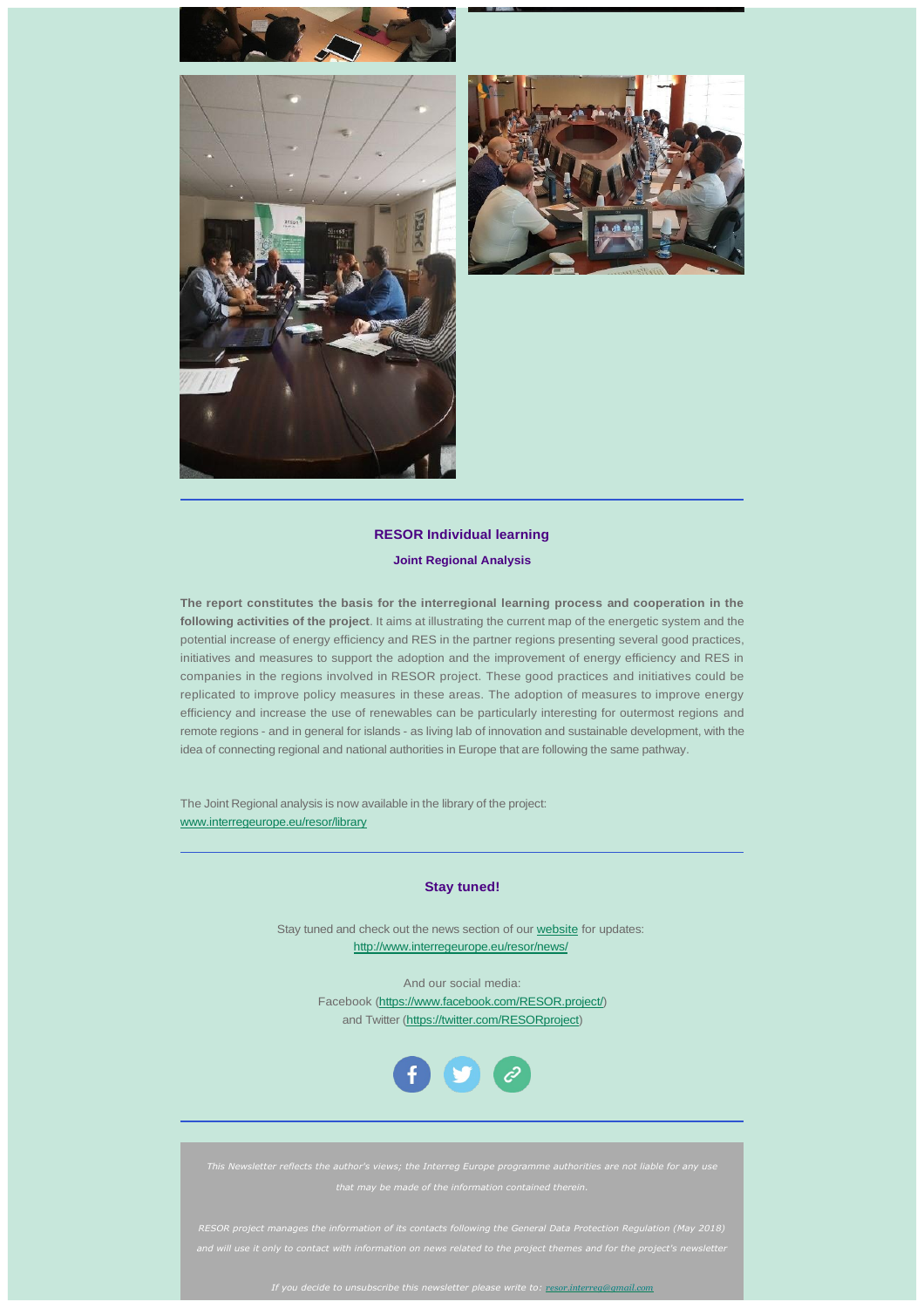## RESOR Individual learning

### Joint Regional Analysis

**The report constitutes the basis for the interregional learning process and cooperation in the following activities of the project**. It aims at illustrating the current map of the energetic system and the potential increase of energy efficiency and RES in the partner regions presenting several good practices, initiatives and measures to support the adoption and the improvement of energy efficiency and RES in companies in the regions involved in RESOR project. These good practices and initiatives could be replicated to improve policy measures in these areas. The adoption of measures to improve energy efficiency and increase the use of renewables can be particularly interesting for outermost regions and remote regions - and in general for islands - as living lab of innovation and sustainable development, with the idea of connecting regional and national authorities in Europe that are following the same pathway.

The Joint Regional analysis is now available in the library of the project:
www.interregeurope.eu/resor/library

---

## Stay tuned!

Stay tuned and check out the news section of our website for updates:
http://www.interregeurope.eu/resor/news/

And our social media:
Facebook (https://www.facebook.com/RESOR.project/)
and Twitter (https://twitter.com/RESORproject)

---

*This Newsletter reflects the author's views; the Interreg Europe programme authorities are not liable for any use that may be made of the information contained therein.*

*RESOR project manages the information of its contacts following the General Data Protection Regulation (May 2018) and will use it only to contact with information on news related to the project themes and for the project's newsletter*

*If you decide to unsubscribe this newsletter please write to: resor.interreg@gmail.com*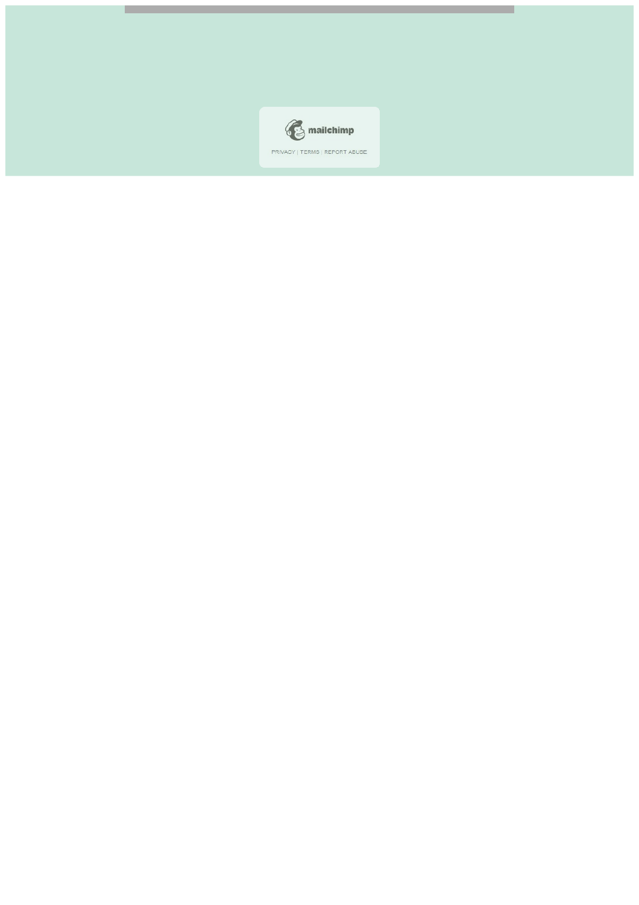mailchimp

PRIVACY | TERMS | REPORT ABUSE